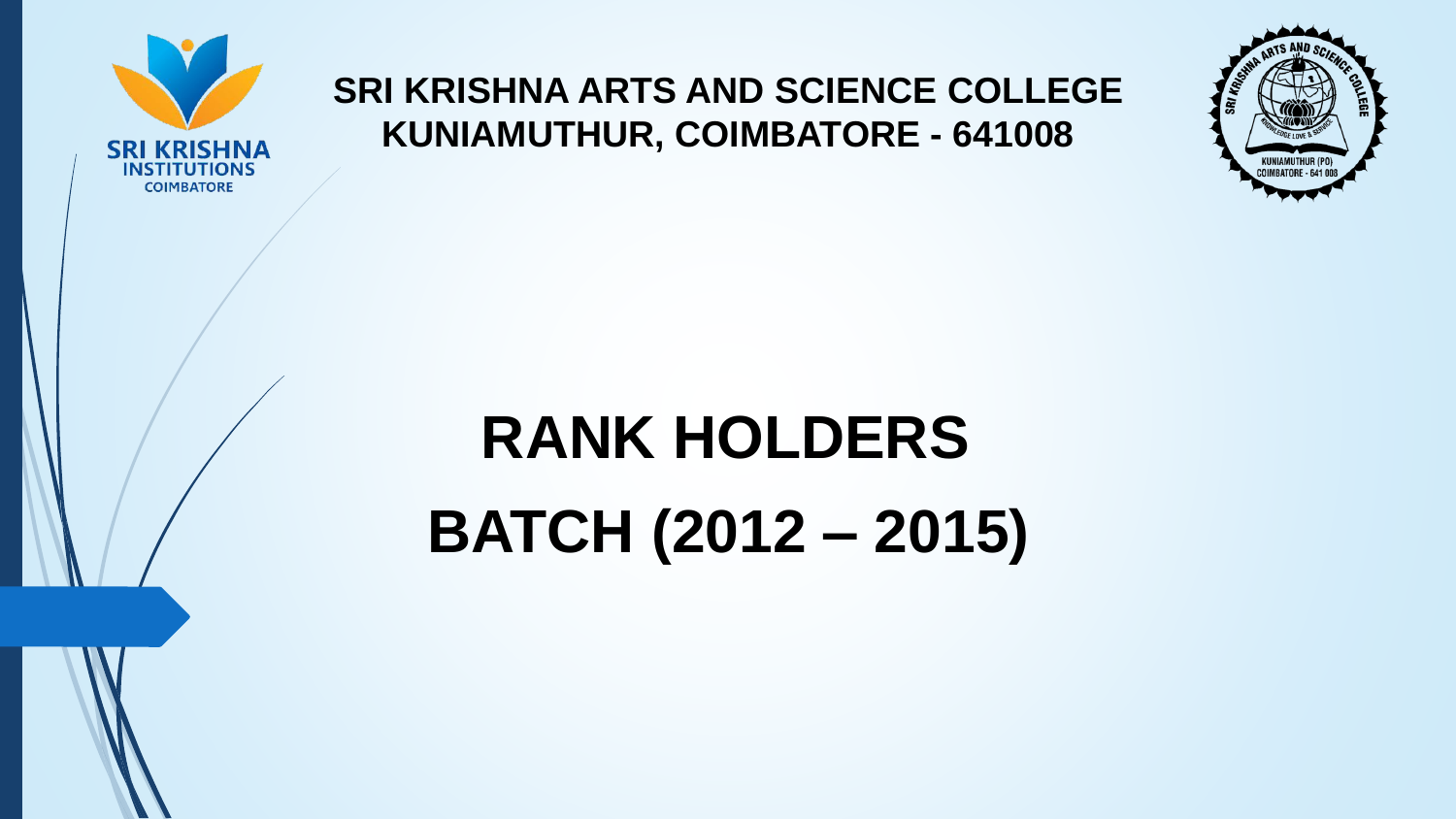**SRI KRISHNA ARTS AND SCIENCE COLLEGE**
**KUNIAMUTHUR, COIMBATORE - 641008**

# RANK HOLDERS
# BATCH (2012 – 2015)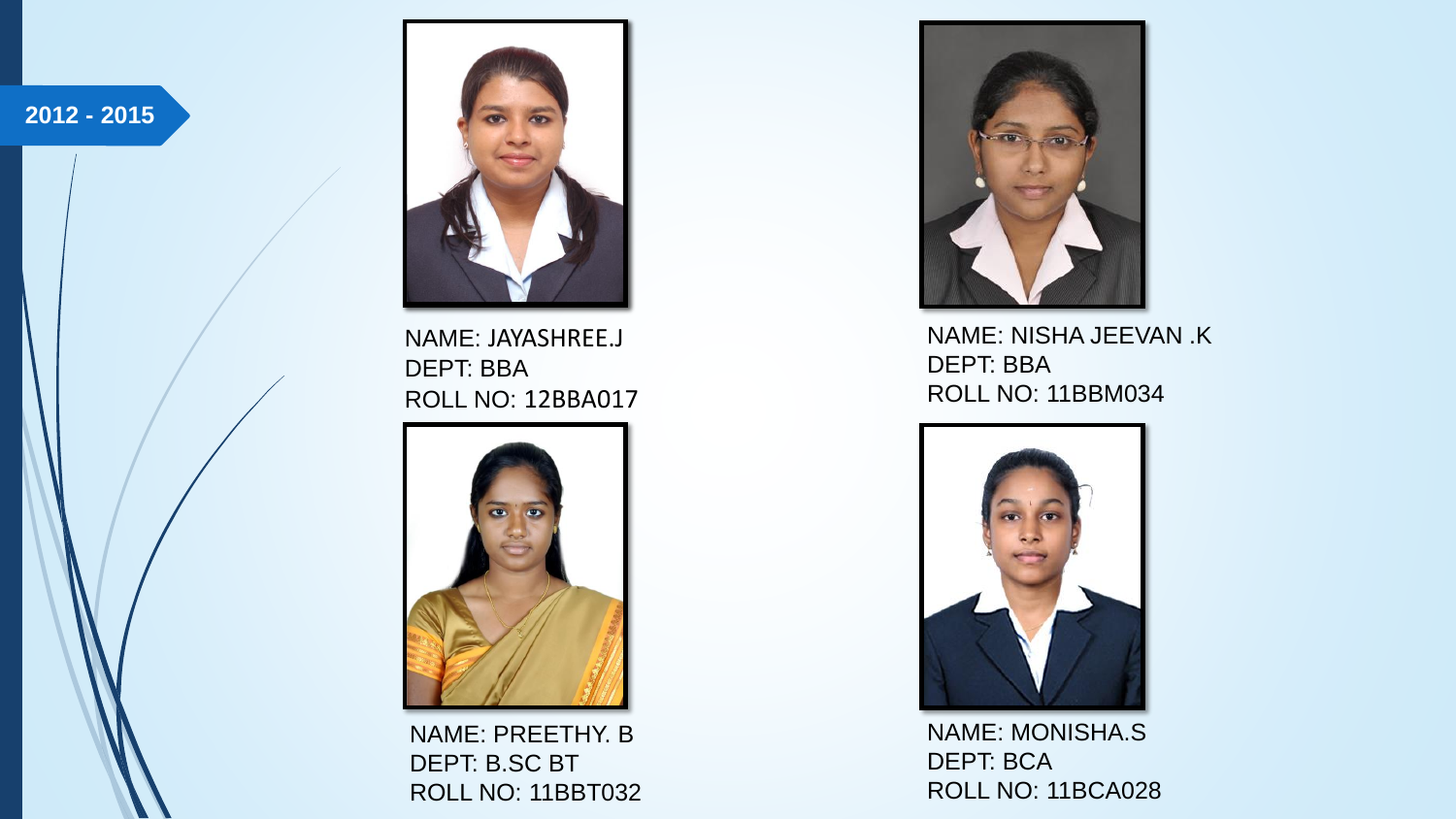2012 - 2015

NAME: JAYASHREE.J
DEPT: BBA
ROLL NO: 12BBA017

NAME: NISHA JEEVAN .K
DEPT: BBA
ROLL NO: 11BBM034

NAME: PREETHY. B
DEPT: B.SC BT
ROLL NO: 11BBT032

NAME: MONISHA.S
DEPT: BCA
ROLL NO: 11BCA028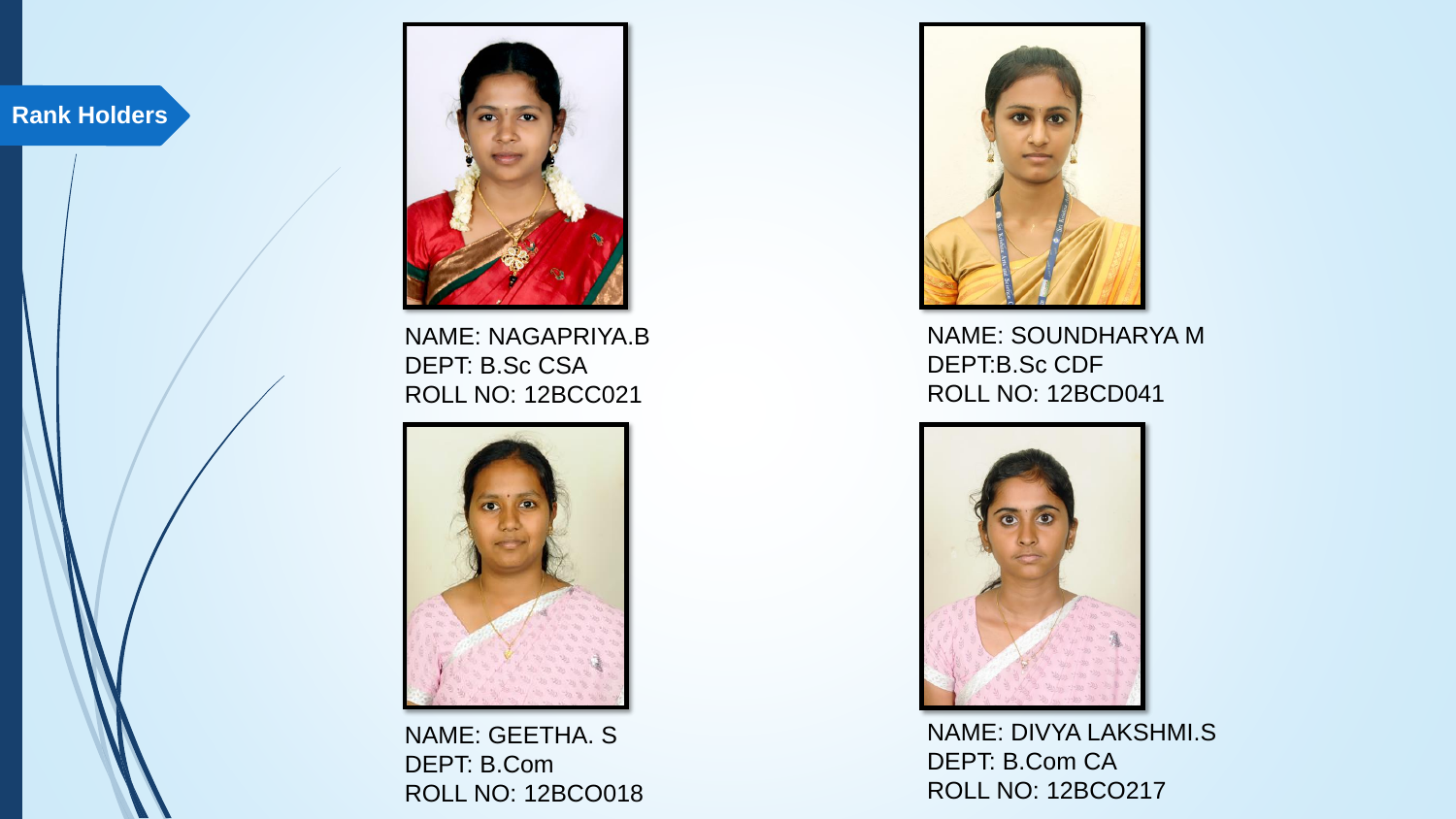## Rank Holders

NAME: NAGAPRIYA.B
DEPT: B.Sc CSA
ROLL NO: 12BCC021

NAME: SOUNDHARYA M
DEPT:B.Sc CDF
ROLL NO: 12BCD041

NAME: GEETHA. S
DEPT: B.Com
ROLL NO: 12BCO018

NAME: DIVYA LAKSHMI.S
DEPT: B.Com CA
ROLL NO: 12BCO217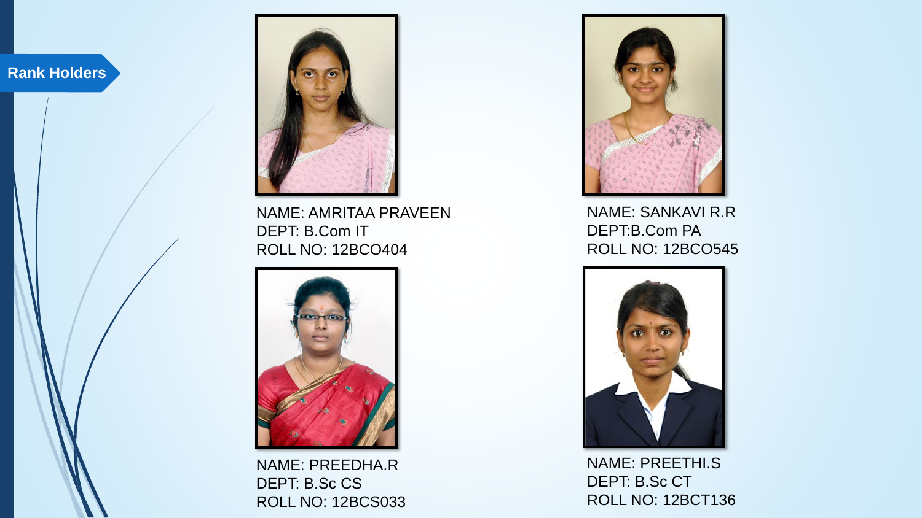## Rank Holders

NAME: AMRITAA PRAVEEN
DEPT: B.Com IT
ROLL NO: 12BCO404

NAME: SANKAVI R.R
DEPT:B.Com PA
ROLL NO: 12BCO545

NAME: PREEDHA.R
DEPT: B.Sc CS
ROLL NO: 12BCS033

NAME: PREETHI.S
DEPT: B.Sc CT
ROLL NO: 12BCT136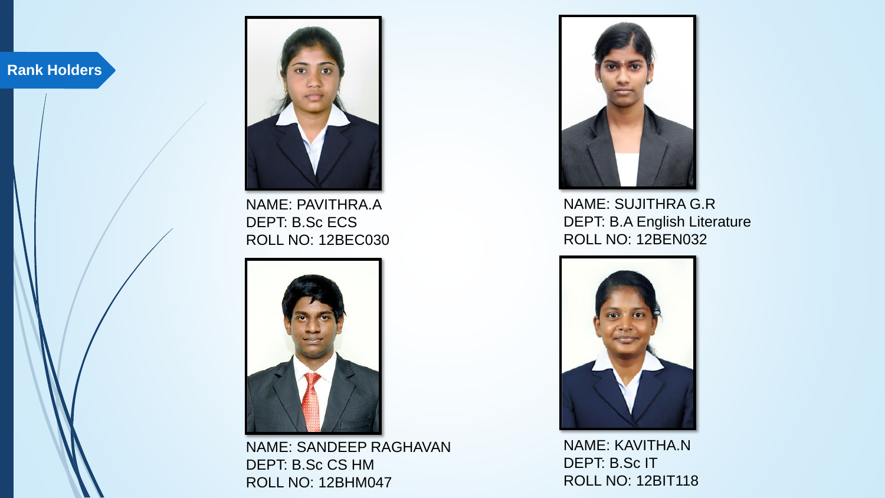## Rank Holders

NAME: PAVITHRA.A
DEPT: B.Sc ECS
ROLL NO: 12BEC030

NAME: SUJITHRA G.R
DEPT: B.A English Literature
ROLL NO: 12BEN032

NAME: SANDEEP RAGHAVAN
DEPT: B.Sc CS HM
ROLL NO: 12BHM047

NAME: KAVITHA.N
DEPT: B.Sc IT
ROLL NO: 12BIT118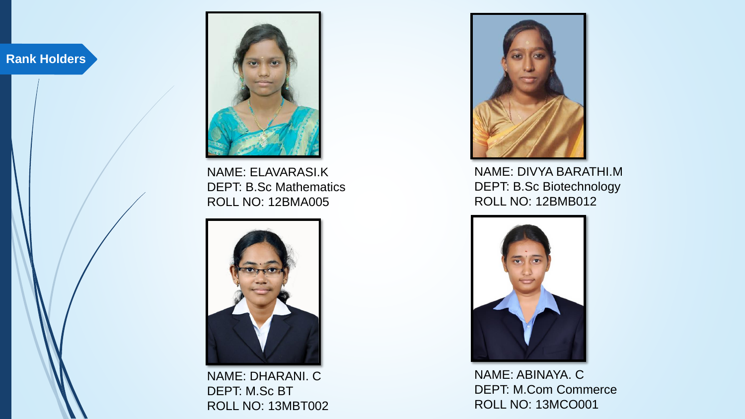## Rank Holders

NAME: ELAVARASI.K
DEPT: B.Sc Mathematics
ROLL NO: 12BMA005

NAME: DIVYA BARATHI.M
DEPT: B.Sc Biotechnology
ROLL NO: 12BMB012

NAME: DHARANI. C
DEPT: M.Sc BT
ROLL NO: 13MBT002

NAME: ABINAYA. C
DEPT: M.Com Commerce
ROLL NO: 13MCO001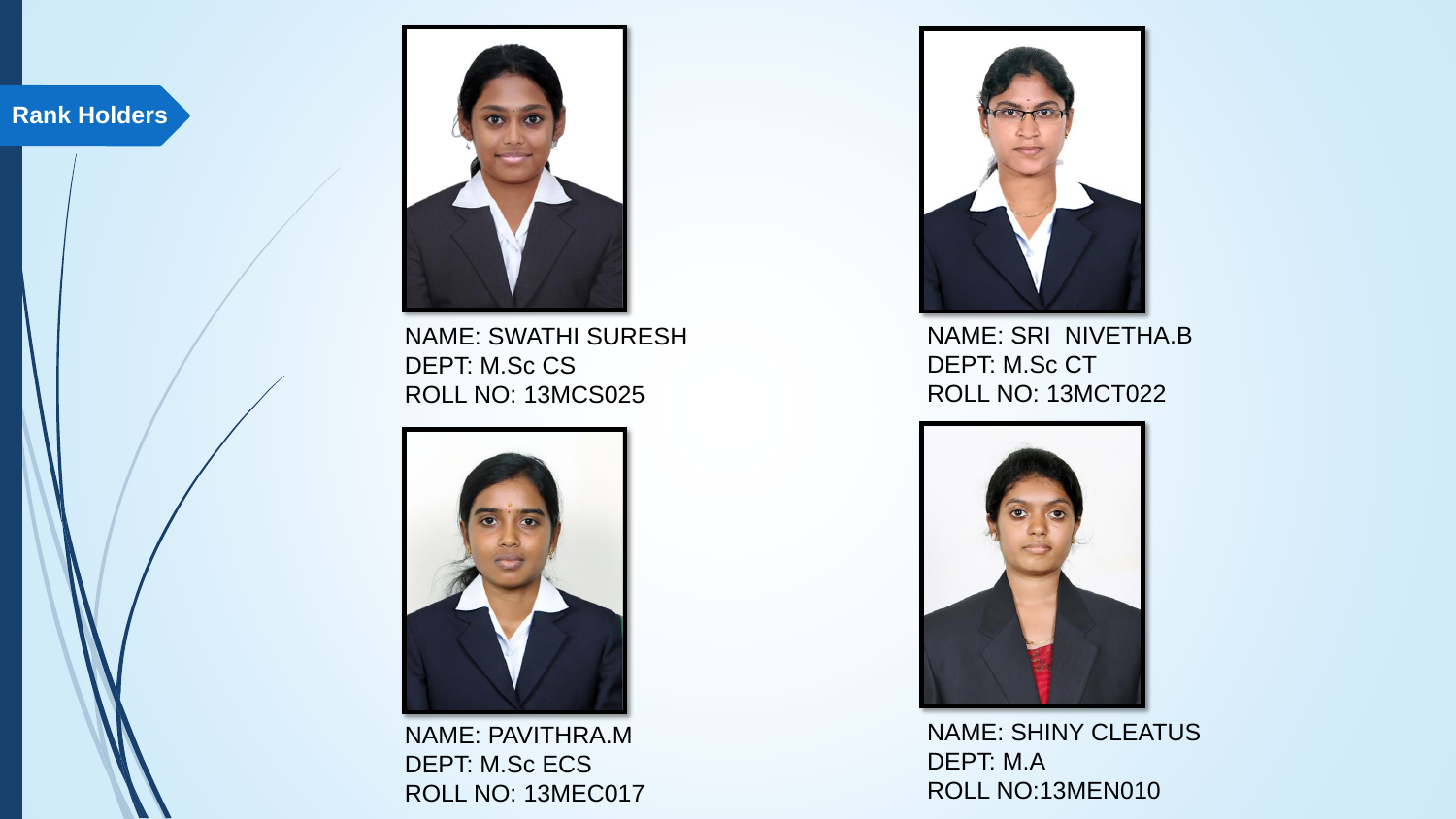## Rank Holders

NAME: SWATHI SURESH
DEPT: M.Sc CS
ROLL NO: 13MCS025

NAME: SRI NIVETHA.B
DEPT: M.Sc CT
ROLL NO: 13MCT022

NAME: PAVITHRA.M
DEPT: M.Sc ECS
ROLL NO: 13MEC017

NAME: SHINY CLEATUS
DEPT: M.A
ROLL NO:13MEN010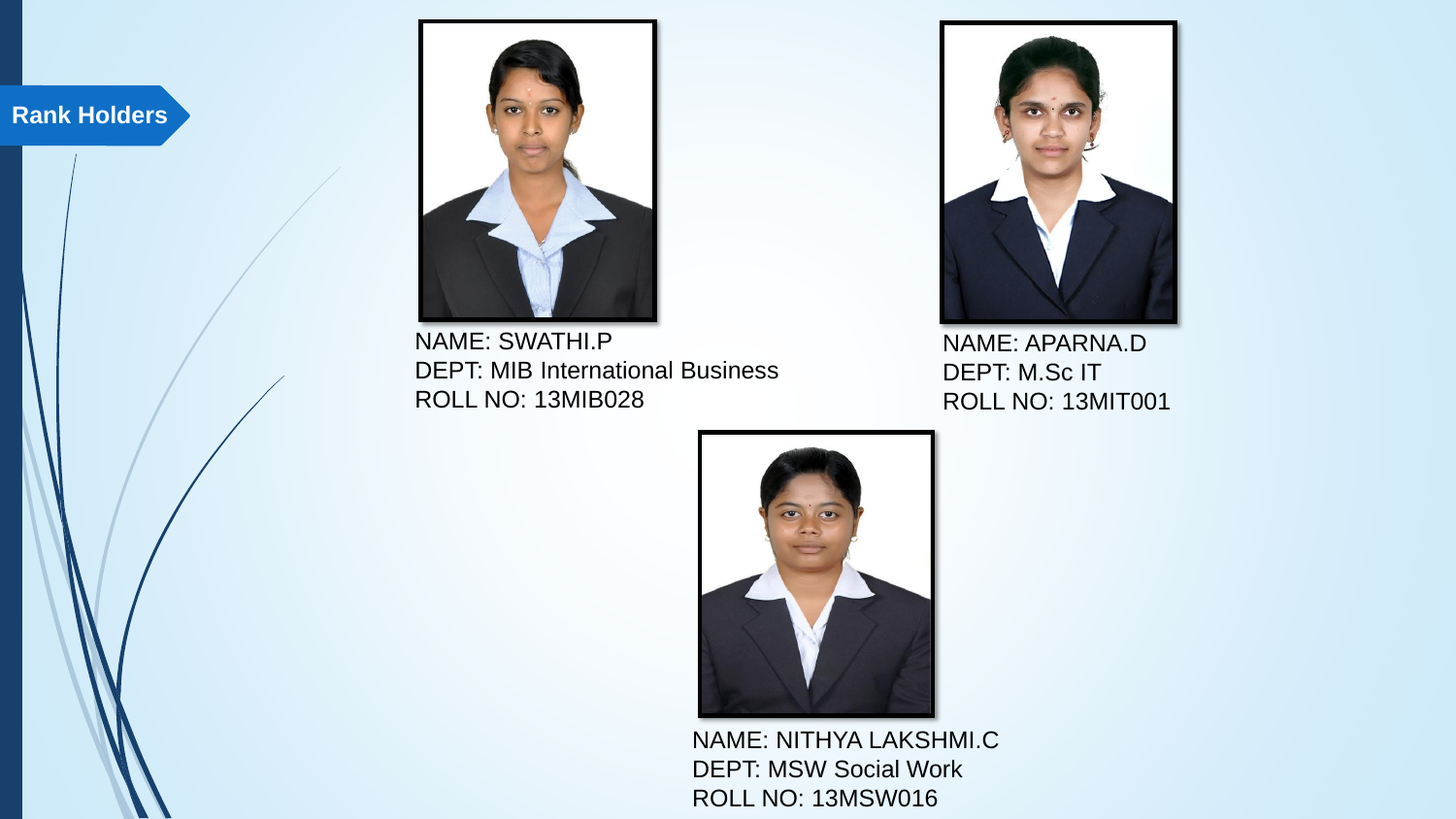## Rank Holders

NAME: SWATHI.P
DEPT: MIB International Business
ROLL NO: 13MIB028

NAME: APARNA.D
DEPT: M.Sc IT
ROLL NO: 13MIT001

NAME: NITHYA LAKSHMI.C
DEPT: MSW Social Work
ROLL NO: 13MSW016